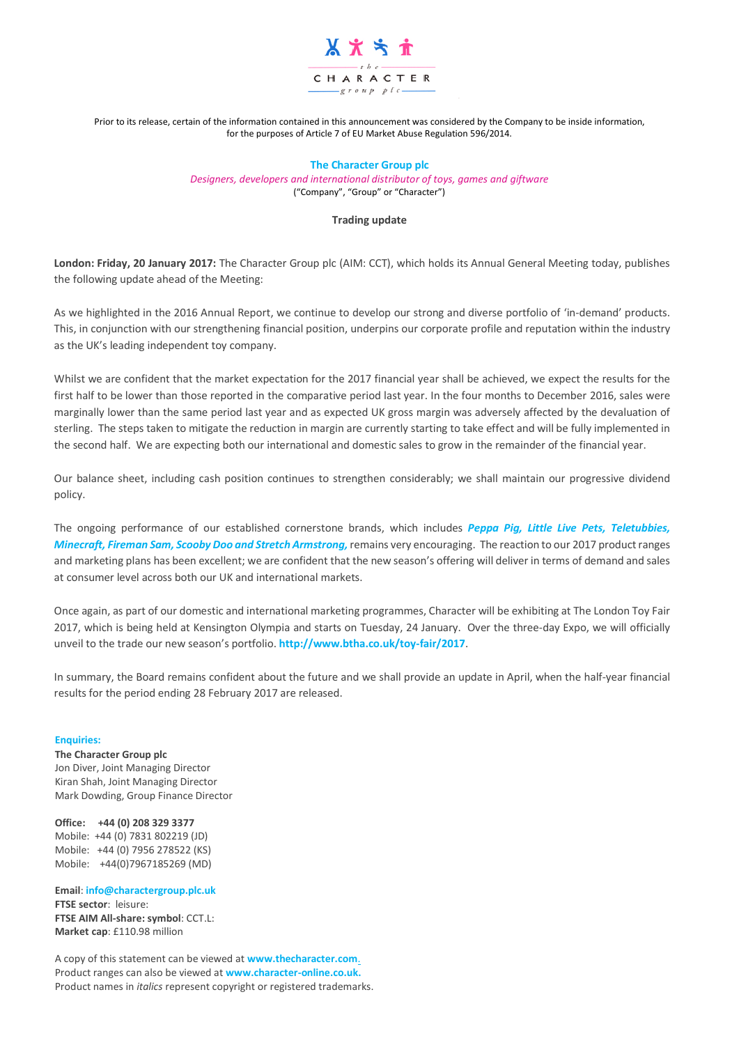Prior to its release, certain of the information contained in this announcement was considered by the Company to be inside information, for the purposes of Article 7 of EU Market Abuse Regulation 596/2014.

**The Character Group plc**

*Designers, developers and international distributor of toys, games and giftware*

("Company", "Group" or "Character")

**Trading update**

**London: Friday, 20 January 2017:** The Character Group plc (AIM: CCT), which holds its Annual General Meeting today, publishes the following update ahead of the Meeting:

As we highlighted in the 2016 Annual Report, we continue to develop our strong and diverse portfolio of 'in-demand' products. This, in conjunction with our strengthening financial position, underpins our corporate profile and reputation within the industry as the UK's leading independent toy company.

Whilst we are confident that the market expectation for the 2017 financial year shall be achieved, we expect the results for the first half to be lower than those reported in the comparative period last year. In the four months to December 2016, sales were marginally lower than the same period last year and as expected UK gross margin was adversely affected by the devaluation of sterling. The steps taken to mitigate the reduction in margin are currently starting to take effect and will be fully implemented in the second half. We are expecting both our international and domestic sales to grow in the remainder of the financial year.

Our balance sheet, including cash position continues to strengthen considerably; we shall maintain our progressive dividend policy.

The ongoing performance of our established cornerstone brands, which includes ***Peppa Pig, Little Live Pets, Teletubbies, Minecraft, Fireman Sam, Scooby Doo and Stretch Armstrong,*** remains very encouraging. The reaction to our 2017 product ranges and marketing plans has been excellent; we are confident that the new season's offering will deliver in terms of demand and sales at consumer level across both our UK and international markets.

Once again, as part of our domestic and international marketing programmes, Character will be exhibiting at The London Toy Fair 2017, which is being held at Kensington Olympia and starts on Tuesday, 24 January. Over the three-day Expo, we will officially unveil to the trade our new season's portfolio. **http://www.btha.co.uk/toy-fair/2017**.

In summary, the Board remains confident about the future and we shall provide an update in April, when the half-year financial results for the period ending 28 February 2017 are released.

**Enquiries:**

**The Character Group plc**
Jon Diver, Joint Managing Director
Kiran Shah, Joint Managing Director
Mark Dowding, Group Finance Director

**Office: +44 (0) 208 329 3377**
Mobile: +44 (0) 7831 802219 (JD)
Mobile: +44 (0) 7956 278522 (KS)
Mobile: +44(0)7967185269 (MD)

**Email**: **info@charactergroup.plc.uk**
**FTSE sector**: leisure:
**FTSE AIM All-share: symbol**: CCT.L:
**Market cap**: £110.98 million

A copy of this statement can be viewed at **www.thecharacter.com.**
Product ranges can also be viewed at **www.character-online.co.uk.**
Product names in *italics* represent copyright or registered trademarks.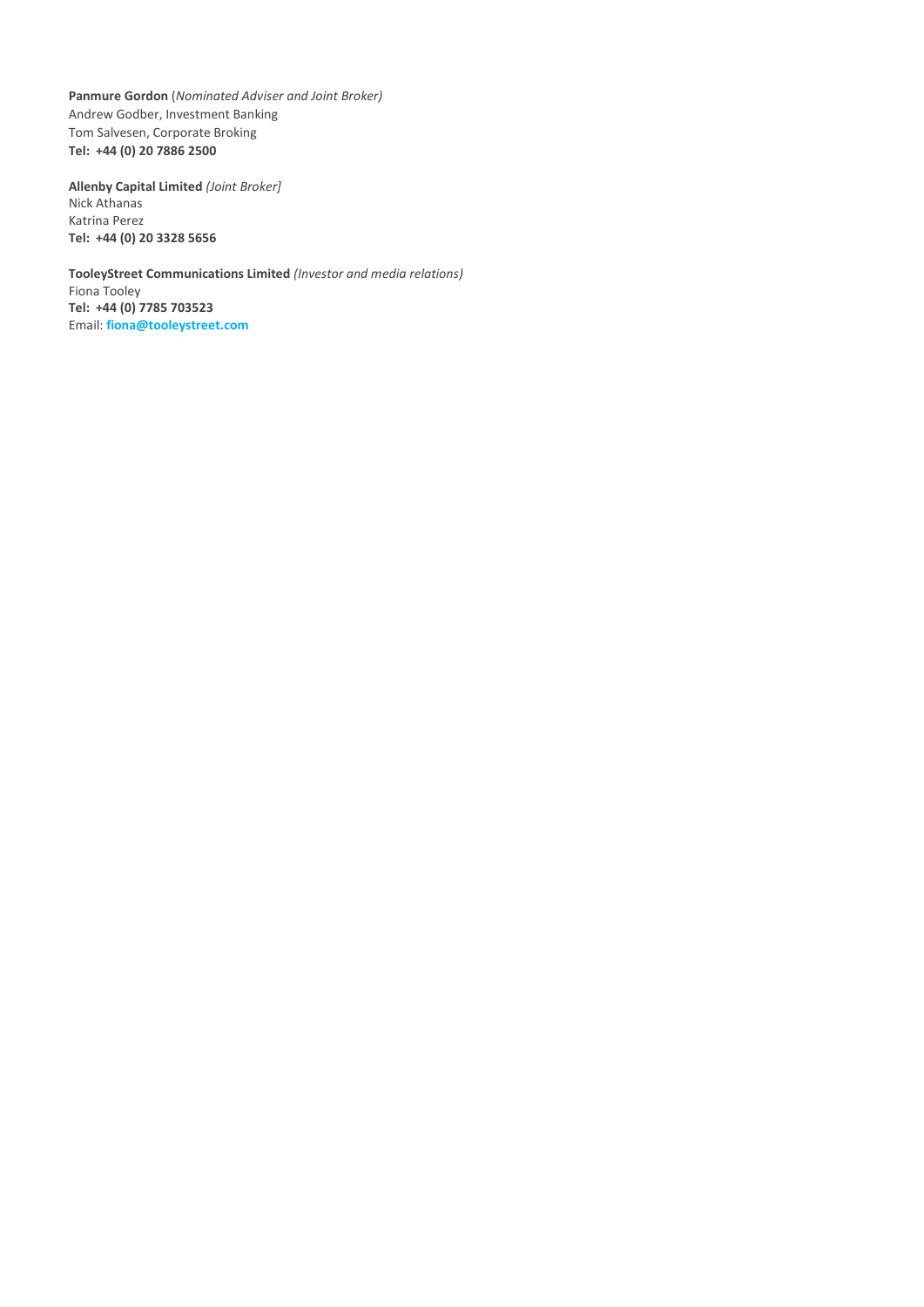**Panmure Gordon** (*Nominated Adviser and Joint Broker)*
Andrew Godber, Investment Banking
Tom Salvesen, Corporate Broking
**Tel: +44 (0) 20 7886 2500**

**Allenby Capital Limited** *(Joint Broker]*
Nick Athanas
Katrina Perez
**Tel: +44 (0) 20 3328 5656**

**TooleyStreet Communications Limited** *(Investor and media relations)*
Fiona Tooley
**Tel: +44 (0) 7785 703523**
Email: **fiona@tooleystreet.com**